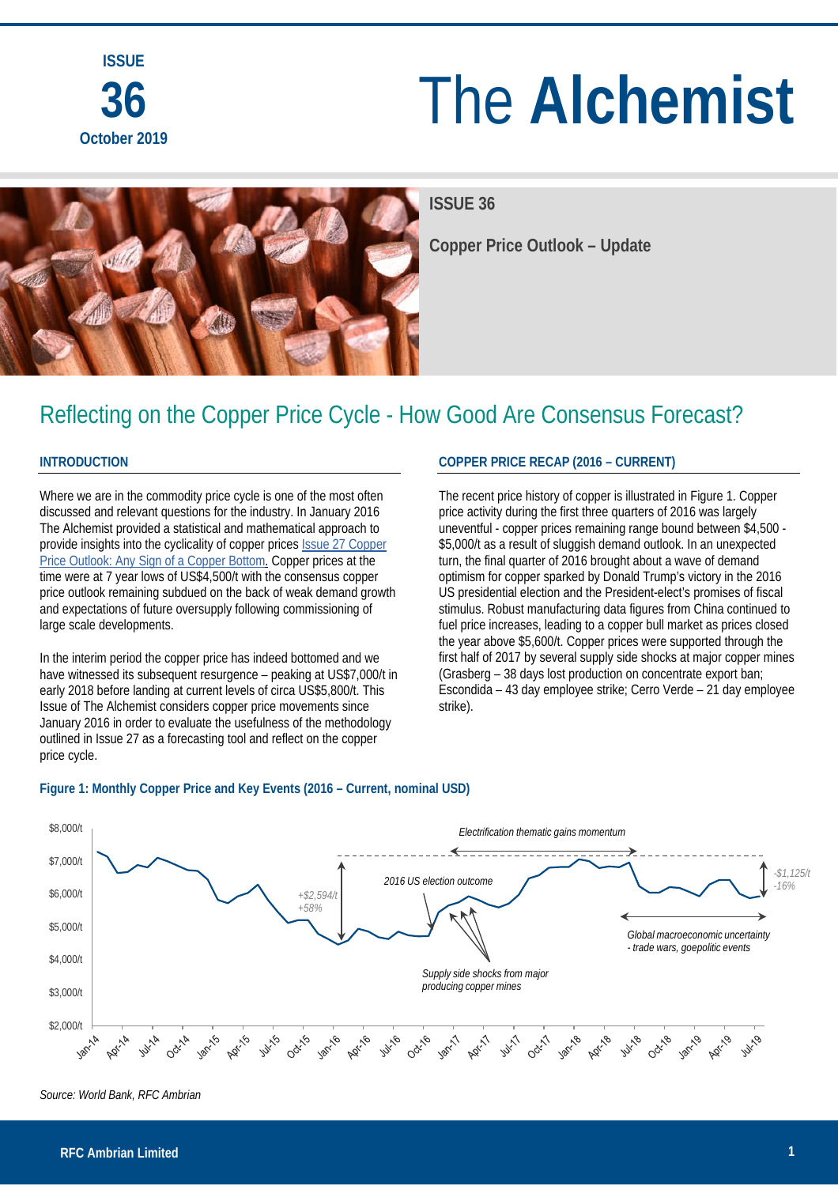ISSUE

36

October 2019

# The **Alchemist**

## ISSUE 36

## Copper Price Outlook – Update

# Reflecting on the Copper Price Cycle - How Good Are Consensus Forecast?

### INTRODUCTION

Where we are in the commodity price cycle is one of the most often discussed and relevant questions for the industry. In January 2016 The Alchemist provided a statistical and mathematical approach to provide insights into the cyclicality of copper prices [Issue 27 Copper Price Outlook: Any Sign of a Copper Bottom]. Copper prices at the time were at 7 year lows of US$4,500/t with the consensus copper price outlook remaining subdued on the back of weak demand growth and expectations of future oversupply following commissioning of large scale developments.

In the interim period the copper price has indeed bottomed and we have witnessed its subsequent resurgence – peaking at US$7,000/t in early 2018 before landing at current levels of circa US$5,800/t. This Issue of The Alchemist considers copper price movements since January 2016 in order to evaluate the usefulness of the methodology outlined in Issue 27 as a forecasting tool and reflect on the copper price cycle.

### COPPER PRICE RECAP (2016 – CURRENT)

The recent price history of copper is illustrated in Figure 1. Copper price activity during the first three quarters of 2016 was largely uneventful - copper prices remaining range bound between $4,500 - $5,000/t as a result of sluggish demand outlook. In an unexpected turn, the final quarter of 2016 brought about a wave of demand optimism for copper sparked by Donald Trump's victory in the 2016 US presidential election and the President-elect's promises of fiscal stimulus. Robust manufacturing data figures from China continued to fuel price increases, leading to a copper bull market as prices closed the year above $5,600/t. Copper prices were supported through the first half of 2017 by several supply side shocks at major copper mines (Grasberg – 38 days lost production on concentrate export ban; Escondida – 43 day employee strike; Cerro Verde – 21 day employee strike).

**Figure 1: Monthly Copper Price and Key Events (2016 – Current, nominal USD)**

$8,000/t
$7,000/t
$6,000/t
$5,000/t
$4,000/t
$3,000/t
$2,000/t

Jan-14, Apr-14, Jul-14, Oct-14, Jan-15, Apr-15, Jul-15, Oct-15, Jan-16, Apr-16, Jul-16, Oct-16, Jan-17, Apr-17, Jul-17, Oct-17, Jan-18, Apr-18, Jul-18, Oct-18, Jan-19, Apr-19, Jul-19

*Electrification thematic gains momentum*

*2016 US election outcome*

*+$2,594/t*
*+58%*

*-$1,125/t*
*-16%*

*Global macroeconomic uncertainty - trade wars, goepolitic events*

*Supply side shocks from major producing copper mines*

*Source: World Bank, RFC Ambrian*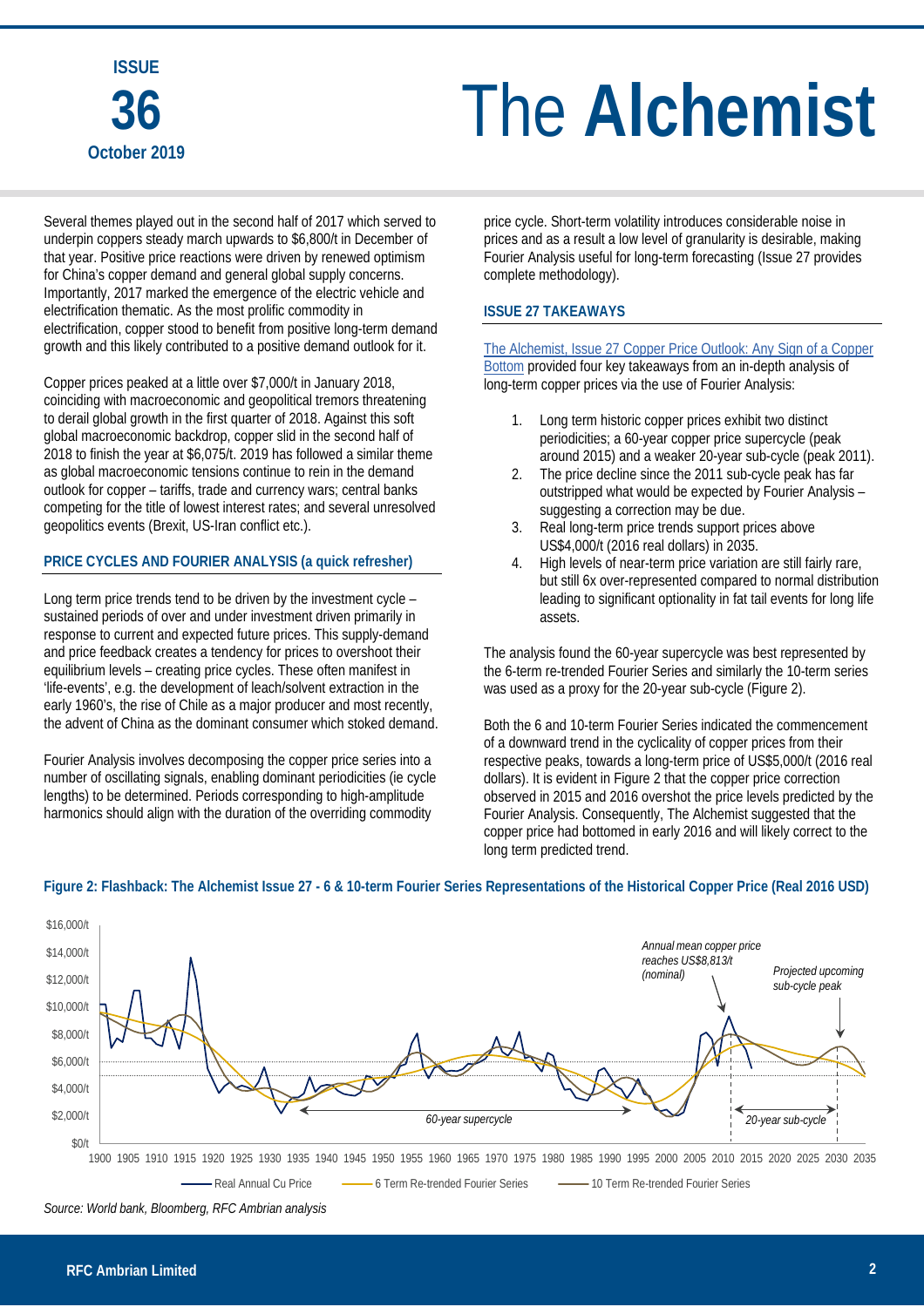Several themes played out in the second half of 2017 which served to underpin coppers steady march upwards to $6,800/t in December of that year. Positive price reactions were driven by renewed optimism for China's copper demand and general global supply concerns. Importantly, 2017 marked the emergence of the electric vehicle and electrification thematic. As the most prolific commodity in electrification, copper stood to benefit from positive long-term demand growth and this likely contributed to a positive demand outlook for it.

Copper prices peaked at a little over $7,000/t in January 2018, coinciding with macroeconomic and geopolitical tremors threatening to derail global growth in the first quarter of 2018. Against this soft global macroeconomic backdrop, copper slid in the second half of 2018 to finish the year at $6,075/t. 2019 has followed a similar theme as global macroeconomic tensions continue to rein in the demand outlook for copper – tariffs, trade and currency wars; central banks competing for the title of lowest interest rates; and several unresolved geopolitics events (Brexit, US-Iran conflict etc.).

## PRICE CYCLES AND FOURIER ANALYSIS (a quick refresher)

Long term price trends tend to be driven by the investment cycle – sustained periods of over and under investment driven primarily in response to current and expected future prices. This supply-demand and price feedback creates a tendency for prices to overshoot their equilibrium levels – creating price cycles. These often manifest in 'life-events', e.g. the development of leach/solvent extraction in the early 1960's, the rise of Chile as a major producer and most recently, the advent of China as the dominant consumer which stoked demand.

Fourier Analysis involves decomposing the copper price series into a number of oscillating signals, enabling dominant periodicities (ie cycle lengths) to be determined. Periods corresponding to high-amplitude harmonics should align with the duration of the overriding commodity price cycle. Short-term volatility introduces considerable noise in prices and as a result a low level of granularity is desirable, making Fourier Analysis useful for long-term forecasting (Issue 27 provides complete methodology).

## ISSUE 27 TAKEAWAYS

The Alchemist, Issue 27 Copper Price Outlook: Any Sign of a Copper Bottom provided four key takeaways from an in-depth analysis of long-term copper prices via the use of Fourier Analysis:

1. Long term historic copper prices exhibit two distinct periodicities; a 60-year copper price supercycle (peak around 2015) and a weaker 20-year sub-cycle (peak 2011).
2. The price decline since the 2011 sub-cycle peak has far outstripped what would be expected by Fourier Analysis – suggesting a correction may be due.
3. Real long-term price trends support prices above US$4,000/t (2016 real dollars) in 2035.
4. High levels of near-term price variation are still fairly rare, but still 6x over-represented compared to normal distribution leading to significant optionality in fat tail events for long life assets.

The analysis found the 60-year supercycle was best represented by the 6-term re-trended Fourier Series and similarly the 10-term series was used as a proxy for the 20-year sub-cycle (Figure 2).

Both the 6 and 10-term Fourier Series indicated the commencement of a downward trend in the cyclicality of copper prices from their respective peaks, towards a long-term price of US$5,000/t (2016 real dollars). It is evident in Figure 2 that the copper price correction observed in 2015 and 2016 overshot the price levels predicted by the Fourier Analysis. Consequently, The Alchemist suggested that the copper price had bottomed in early 2016 and will likely correct to the long term predicted trend.

**Figure 2: Flashback: The Alchemist Issue 27 - 6 & 10-term Fourier Series Representations of the Historical Copper Price (Real 2016 USD)**

$16,000/t
$14,000/t
$12,000/t
$10,000/t
$8,000/t
$6,000/t
$4,000/t
$2,000/t
$0/t

1900 1905 1910 1915 1920 1925 1930 1935 1940 1945 1950 1955 1960 1965 1970 1975 1980 1985 1990 1995 2000 2005 2010 2015 2020 2025 2030 2035

*Annual mean copper price reaches US$8,813/t (nominal)*

*Projected upcoming sub-cycle peak*

*60-year supercycle*

*20-year sub-cycle*

Real Annual Cu Price — 6 Term Re-trended Fourier Series — 10 Term Re-trended Fourier Series

*Source: World bank, Bloomberg, RFC Ambrian analysis*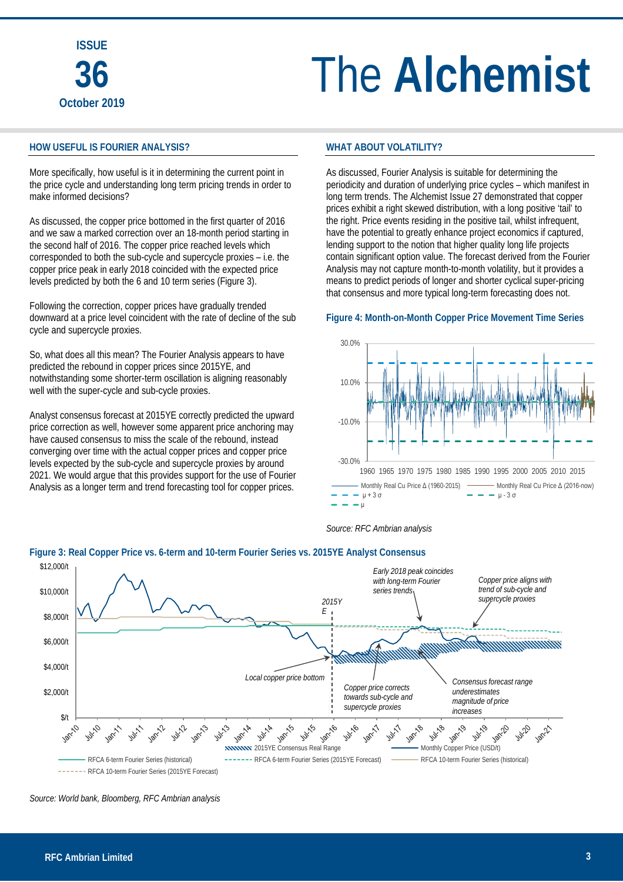## HOW USEFUL IS FOURIER ANALYSIS?

More specifically, how useful is it in determining the current point in the price cycle and understanding long term pricing trends in order to make informed decisions?

As discussed, the copper price bottomed in the first quarter of 2016 and we saw a marked correction over an 18-month period starting in the second half of 2016. The copper price reached levels which corresponded to both the sub-cycle and supercycle proxies – i.e. the copper price peak in early 2018 coincided with the expected price levels predicted by both the 6 and 10 term series (Figure 3).

Following the correction, copper prices have gradually trended downward at a price level coincident with the rate of decline of the sub cycle and supercycle proxies.

So, what does all this mean? The Fourier Analysis appears to have predicted the rebound in copper prices since 2015YE, and notwithstanding some shorter-term oscillation is aligning reasonably well with the super-cycle and sub-cycle proxies.

Analyst consensus forecast at 2015YE correctly predicted the upward price correction as well, however some apparent price anchoring may have caused consensus to miss the scale of the rebound, instead converging over time with the actual copper prices and copper price levels expected by the sub-cycle and supercycle proxies by around 2021. We would argue that this provides support for the use of Fourier Analysis as a longer term and trend forecasting tool for copper prices.

## WHAT ABOUT VOLATILITY?

As discussed, Fourier Analysis is suitable for determining the periodicity and duration of underlying price cycles – which manifest in long term trends. The Alchemist Issue 27 demonstrated that copper prices exhibit a right skewed distribution, with a long positive 'tail' to the right. Price events residing in the positive tail, whilst infrequent, have the potential to greatly enhance project economics if captured, lending support to the notion that higher quality long life projects contain significant option value. The forecast derived from the Fourier Analysis may not capture month-to-month volatility, but it provides a means to predict periods of longer and shorter cyclical super-pricing that consensus and more typical long-term forecasting does not.

**Figure 4: Month-on-Month Copper Price Movement Time Series**

30.0%
10.0%
-10.0%
-30.0%
1960 1965 1970 1975 1980 1985 1990 1995 2000 2005 2010 2015
Monthly Real Cu Price Δ (1960-2015)
Monthly Real Cu Price Δ (2016-now)
μ + 3 σ
μ - 3 σ
μ

*Source: RFC Ambrian analysis*

**Figure 3: Real Copper Price vs. 6-term and 10-term Fourier Series vs. 2015YE Analyst Consensus**

$12,000/t
$10,000/t
$8,000/t
$6,000/t
$4,000/t
$2,000/t
$/t
Jan-10 Jul-10 Jan-11 Jul-11 Jan-12 Jul-12 Jan-13 Jul-13 Jan-14 Jul-14 Jan-15 Jul-15 Jan-16 Jul-16 Jan-17 Jul-17 Jan-18 Jul-18 Jan-19 Jul-19 Jan-20 Jul-20 Jan-21
2015YE
*Early 2018 peak coincides with long-term Fourier series trends*
*Copper price aligns with trend of sub-cycle and supercycle proxies*
*Local copper price bottom*
*Copper price corrects towards sub-cycle and supercycle proxies*
*Consensus forecast range underestimates magnitude of price increases*
2015YE Consensus Real Range
Monthly Copper Price (USD/t)
RFCA 6-term Fourier Series (historical)
RFCA 6-term Fourier Series (2015YE Forecast)
RFCA 10-term Fourier Series (historical)
RFCA 10-term Fourier Series (2015YE Forecast)

*Source: World bank, Bloomberg, RFC Ambrian analysis*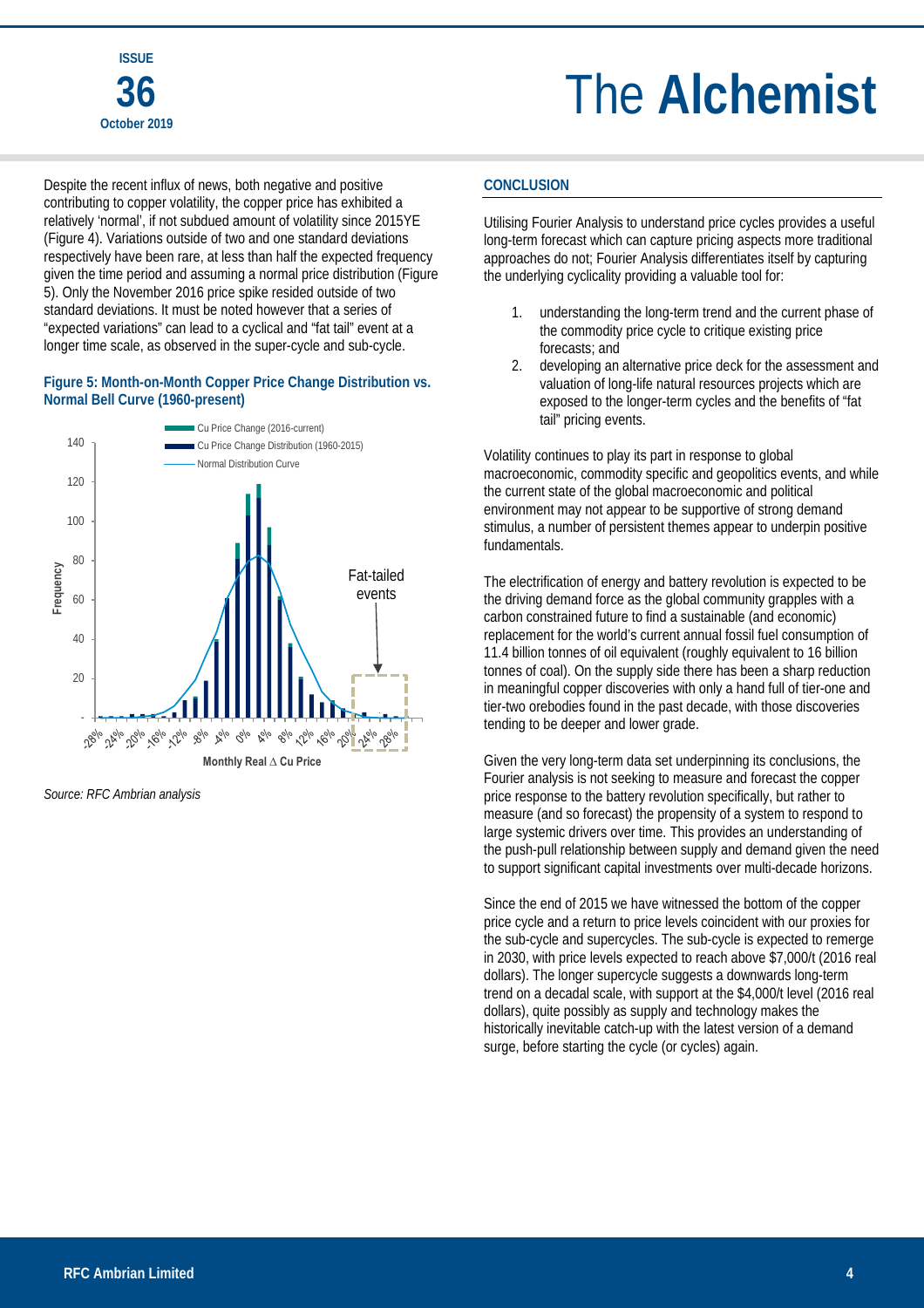Despite the recent influx of news, both negative and positive contributing to copper volatility, the copper price has exhibited a relatively 'normal', if not subdued amount of volatility since 2015YE (Figure 4). Variations outside of two and one standard deviations respectively have been rare, at less than half the expected frequency given the time period and assuming a normal price distribution (Figure 5). Only the November 2016 price spike resided outside of two standard deviations. It must be noted however that a series of "expected variations" can lead to a cyclical and "fat tail" event at a longer time scale, as observed in the super-cycle and sub-cycle.

**Figure 5: Month-on-Month Copper Price Change Distribution vs. Normal Bell Curve (1960-present)**

Cu Price Change (2016-current)
Cu Price Change Distribution (1960-2015)
Normal Distribution Curve

Frequency
140
120
100
80
60
40
20
-

Fat-tailed events

-28% -24% -20% -16% -12% -8% -4% 0% 4% 8% 12% 16% 20% 24% 28%

Monthly Real ∆ Cu Price

*Source: RFC Ambrian analysis*

## CONCLUSION

Utilising Fourier Analysis to understand price cycles provides a useful long-term forecast which can capture pricing aspects more traditional approaches do not; Fourier Analysis differentiates itself by capturing the underlying cyclicality providing a valuable tool for:

1. understanding the long-term trend and the current phase of the commodity price cycle to critique existing price forecasts; and
2. developing an alternative price deck for the assessment and valuation of long-life natural resources projects which are exposed to the longer-term cycles and the benefits of "fat tail" pricing events.

Volatility continues to play its part in response to global macroeconomic, commodity specific and geopolitics events, and while the current state of the global macroeconomic and political environment may not appear to be supportive of strong demand stimulus, a number of persistent themes appear to underpin positive fundamentals.

The electrification of energy and battery revolution is expected to be the driving demand force as the global community grapples with a carbon constrained future to find a sustainable (and economic) replacement for the world's current annual fossil fuel consumption of 11.4 billion tonnes of oil equivalent (roughly equivalent to 16 billion tonnes of coal). On the supply side there has been a sharp reduction in meaningful copper discoveries with only a hand full of tier-one and tier-two orebodies found in the past decade, with those discoveries tending to be deeper and lower grade.

Given the very long-term data set underpinning its conclusions, the Fourier analysis is not seeking to measure and forecast the copper price response to the battery revolution specifically, but rather to measure (and so forecast) the propensity of a system to respond to large systemic drivers over time. This provides an understanding of the push-pull relationship between supply and demand given the need to support significant capital investments over multi-decade horizons.

Since the end of 2015 we have witnessed the bottom of the copper price cycle and a return to price levels coincident with our proxies for the sub-cycle and supercycles. The sub-cycle is expected to remerge in 2030, with price levels expected to reach above $7,000/t (2016 real dollars). The longer supercycle suggests a downwards long-term trend on a decadal scale, with support at the $4,000/t level (2016 real dollars), quite possibly as supply and technology makes the historically inevitable catch-up with the latest version of a demand surge, before starting the cycle (or cycles) again.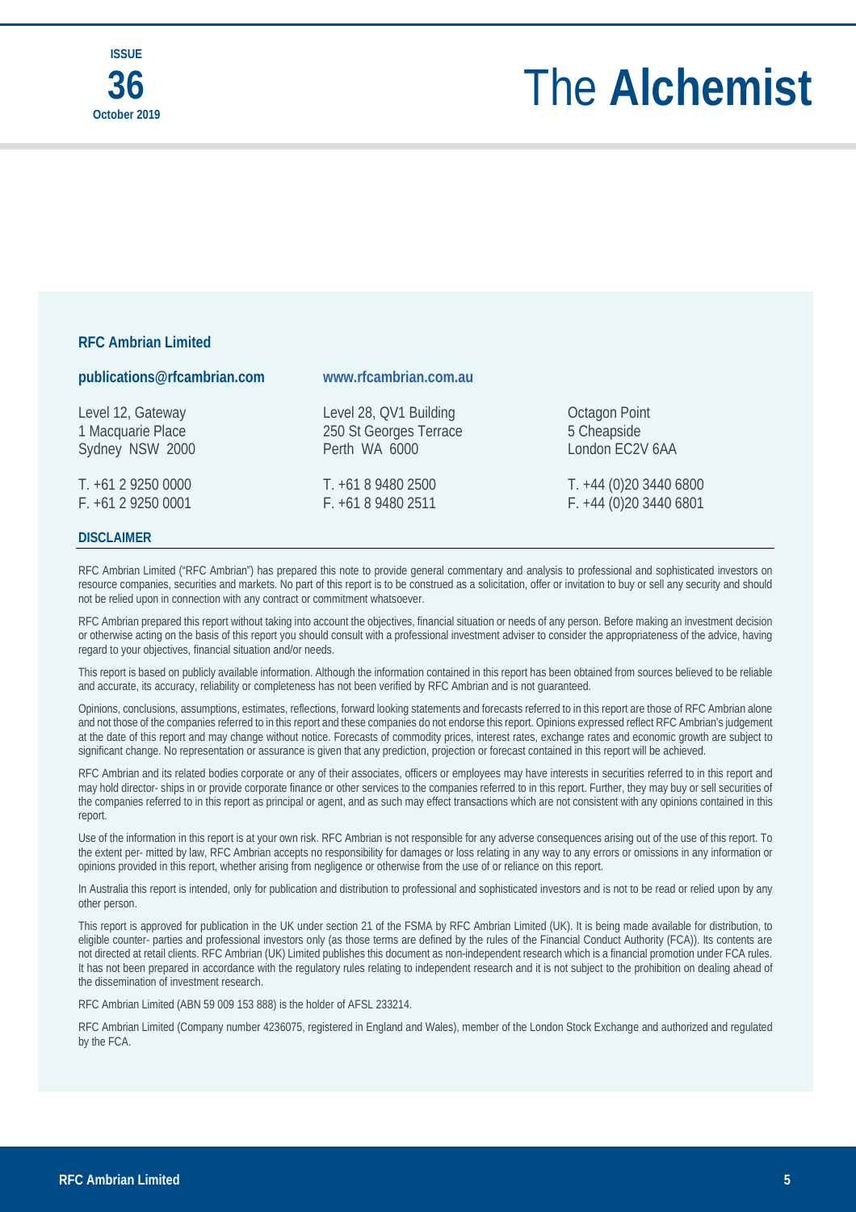# The **Alchemist**

**ISSUE 36**
**October 2019**

## RFC Ambrian Limited

**publications@rfcambrian.com**

**www.rfcambrian.com.au**

Level 12, Gateway
1 Macquarie Place
Sydney NSW 2000

T. +61 2 9250 0000
F. +61 2 9250 0001

Level 28, QV1 Building
250 St Georges Terrace
Perth WA 6000

T. +61 8 9480 2500
F. +61 8 9480 2511

Octagon Point
5 Cheapside
London EC2V 6AA

T. +44 (0)20 3440 6800
F. +44 (0)20 3440 6801

### DISCLAIMER

RFC Ambrian Limited ("RFC Ambrian") has prepared this note to provide general commentary and analysis to professional and sophisticated investors on resource companies, securities and markets. No part of this report is to be construed as a solicitation, offer or invitation to buy or sell any security and should not be relied upon in connection with any contract or commitment whatsoever.

RFC Ambrian prepared this report without taking into account the objectives, financial situation or needs of any person. Before making an investment decision or otherwise acting on the basis of this report you should consult with a professional investment adviser to consider the appropriateness of the advice, having regard to your objectives, financial situation and/or needs.

This report is based on publicly available information. Although the information contained in this report has been obtained from sources believed to be reliable and accurate, its accuracy, reliability or completeness has not been verified by RFC Ambrian and is not guaranteed.

Opinions, conclusions, assumptions, estimates, reflections, forward looking statements and forecasts referred to in this report are those of RFC Ambrian alone and not those of the companies referred to in this report and these companies do not endorse this report. Opinions expressed reflect RFC Ambrian's judgement at the date of this report and may change without notice. Forecasts of commodity prices, interest rates, exchange rates and economic growth are subject to significant change. No representation or assurance is given that any prediction, projection or forecast contained in this report will be achieved.

RFC Ambrian and its related bodies corporate or any of their associates, officers or employees may have interests in securities referred to in this report and may hold director- ships in or provide corporate finance or other services to the companies referred to in this report. Further, they may buy or sell securities of the companies referred to in this report as principal or agent, and as such may effect transactions which are not consistent with any opinions contained in this report.

Use of the information in this report is at your own risk. RFC Ambrian is not responsible for any adverse consequences arising out of the use of this report. To the extent per- mitted by law, RFC Ambrian accepts no responsibility for damages or loss relating in any way to any errors or omissions in any information or opinions provided in this report, whether arising from negligence or otherwise from the use of or reliance on this report.

In Australia this report is intended, only for publication and distribution to professional and sophisticated investors and is not to be read or relied upon by any other person.

This report is approved for publication in the UK under section 21 of the FSMA by RFC Ambrian Limited (UK). It is being made available for distribution, to eligible counter- parties and professional investors only (as those terms are defined by the rules of the Financial Conduct Authority (FCA)). Its contents are not directed at retail clients. RFC Ambrian (UK) Limited publishes this document as non-independent research which is a financial promotion under FCA rules. It has not been prepared in accordance with the regulatory rules relating to independent research and it is not subject to the prohibition on dealing ahead of the dissemination of investment research.

RFC Ambrian Limited (ABN 59 009 153 888) is the holder of AFSL 233214.

RFC Ambrian Limited (Company number 4236075, registered in England and Wales), member of the London Stock Exchange and authorized and regulated by the FCA.